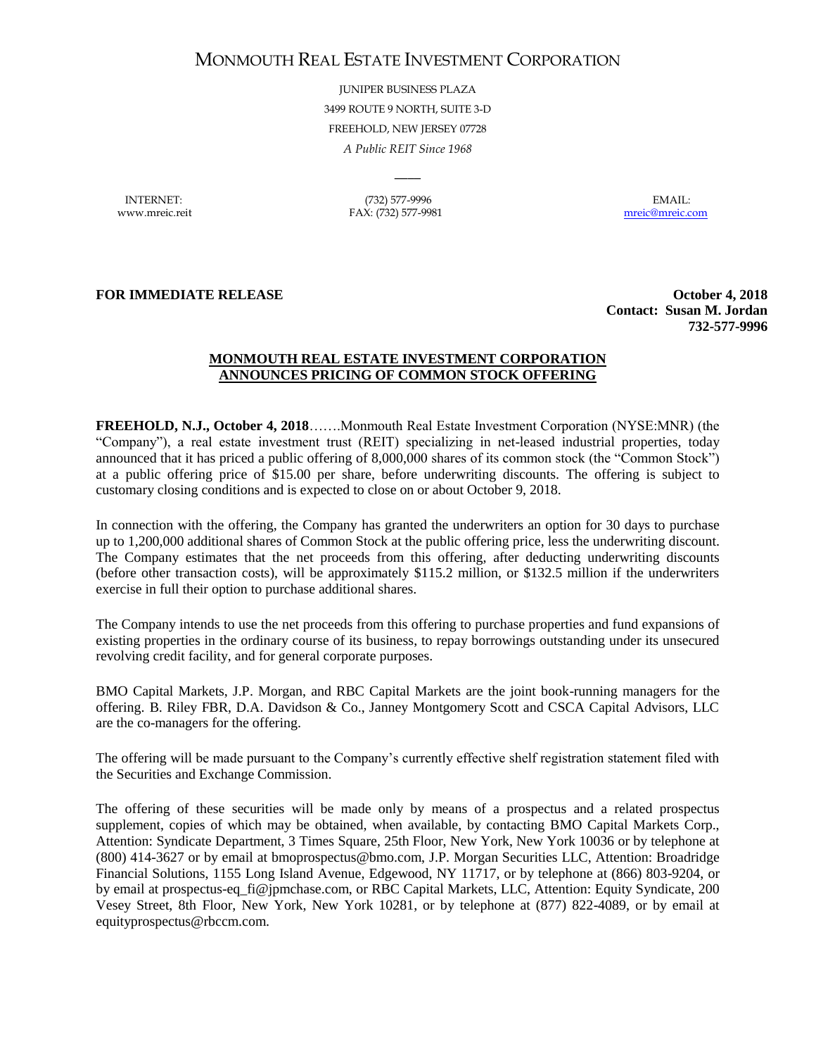# MONMOUTH REAL ESTATE INVESTMENT CORPORATION

JUNIPER BUSINESS PLAZA
3499 ROUTE 9 NORTH, SUITE 3-D
FREEHOLD, NEW JERSEY 07728
*A Public REIT Since 1968*

INTERNET:
www.mreic.reit

(732) 577-9996
FAX: (732) 577-9981

EMAIL:
mreic@mreic.com

**FOR IMMEDIATE RELEASE**

**October 4, 2018**
**Contact: Susan M. Jordan**
**732-577-9996**

## MONMOUTH REAL ESTATE INVESTMENT CORPORATION ANNOUNCES PRICING OF COMMON STOCK OFFERING

**FREEHOLD, N.J., October 4, 2018**…….Monmouth Real Estate Investment Corporation (NYSE:MNR) (the "Company"), a real estate investment trust (REIT) specializing in net-leased industrial properties, today announced that it has priced a public offering of 8,000,000 shares of its common stock (the "Common Stock") at a public offering price of $15.00 per share, before underwriting discounts. The offering is subject to customary closing conditions and is expected to close on or about October 9, 2018.

In connection with the offering, the Company has granted the underwriters an option for 30 days to purchase up to 1,200,000 additional shares of Common Stock at the public offering price, less the underwriting discount. The Company estimates that the net proceeds from this offering, after deducting underwriting discounts (before other transaction costs), will be approximately $115.2 million, or $132.5 million if the underwriters exercise in full their option to purchase additional shares.

The Company intends to use the net proceeds from this offering to purchase properties and fund expansions of existing properties in the ordinary course of its business, to repay borrowings outstanding under its unsecured revolving credit facility, and for general corporate purposes.

BMO Capital Markets, J.P. Morgan, and RBC Capital Markets are the joint book-running managers for the offering. B. Riley FBR, D.A. Davidson & Co., Janney Montgomery Scott and CSCA Capital Advisors, LLC are the co-managers for the offering.

The offering will be made pursuant to the Company's currently effective shelf registration statement filed with the Securities and Exchange Commission.

The offering of these securities will be made only by means of a prospectus and a related prospectus supplement, copies of which may be obtained, when available, by contacting BMO Capital Markets Corp., Attention: Syndicate Department, 3 Times Square, 25th Floor, New York, New York 10036 or by telephone at (800) 414-3627 or by email at bmoprospectus@bmo.com, J.P. Morgan Securities LLC, Attention: Broadridge Financial Solutions, 1155 Long Island Avenue, Edgewood, NY 11717, or by telephone at (866) 803-9204, or by email at prospectus-eq_fi@jpmchase.com, or RBC Capital Markets, LLC, Attention: Equity Syndicate, 200 Vesey Street, 8th Floor, New York, New York 10281, or by telephone at (877) 822-4089, or by email at equityprospectus@rbccm.com.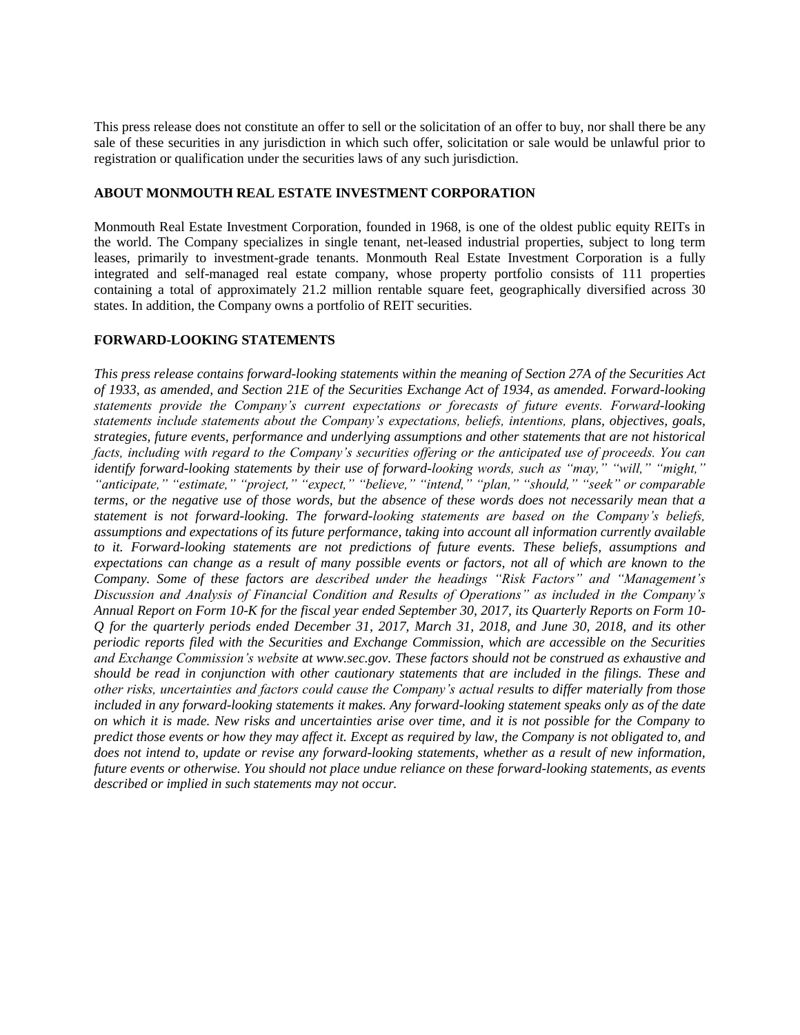This press release does not constitute an offer to sell or the solicitation of an offer to buy, nor shall there be any sale of these securities in any jurisdiction in which such offer, solicitation or sale would be unlawful prior to registration or qualification under the securities laws of any such jurisdiction.

## ABOUT MONMOUTH REAL ESTATE INVESTMENT CORPORATION

Monmouth Real Estate Investment Corporation, founded in 1968, is one of the oldest public equity REITs in the world. The Company specializes in single tenant, net-leased industrial properties, subject to long term leases, primarily to investment-grade tenants. Monmouth Real Estate Investment Corporation is a fully integrated and self-managed real estate company, whose property portfolio consists of 111 properties containing a total of approximately 21.2 million rentable square feet, geographically diversified across 30 states. In addition, the Company owns a portfolio of REIT securities.

## FORWARD-LOOKING STATEMENTS

*This press release contains forward-looking statements within the meaning of Section 27A of the Securities Act of 1933, as amended, and Section 21E of the Securities Exchange Act of 1934, as amended. Forward-looking statements provide the Company's current expectations or forecasts of future events. Forward-looking statements include statements about the Company's expectations, beliefs, intentions, plans, objectives, goals, strategies, future events, performance and underlying assumptions and other statements that are not historical facts, including with regard to the Company's securities offering or the anticipated use of proceeds. You can identify forward-looking statements by their use of forward-looking words, such as "may," "will," "might," "anticipate," "estimate," "project," "expect," "believe," "intend," "plan," "should," "seek" or comparable terms, or the negative use of those words, but the absence of these words does not necessarily mean that a statement is not forward-looking. The forward-looking statements are based on the Company's beliefs, assumptions and expectations of its future performance, taking into account all information currently available to it. Forward-looking statements are not predictions of future events. These beliefs, assumptions and expectations can change as a result of many possible events or factors, not all of which are known to the Company. Some of these factors are described under the headings "Risk Factors" and "Management's Discussion and Analysis of Financial Condition and Results of Operations" as included in the Company's Annual Report on Form 10-K for the fiscal year ended September 30, 2017, its Quarterly Reports on Form 10-Q for the quarterly periods ended December 31, 2017, March 31, 2018, and June 30, 2018, and its other periodic reports filed with the Securities and Exchange Commission, which are accessible on the Securities and Exchange Commission's website at www.sec.gov. These factors should not be construed as exhaustive and should be read in conjunction with other cautionary statements that are included in the filings. These and other risks, uncertainties and factors could cause the Company's actual results to differ materially from those included in any forward-looking statements it makes. Any forward-looking statement speaks only as of the date on which it is made. New risks and uncertainties arise over time, and it is not possible for the Company to predict those events or how they may affect it. Except as required by law, the Company is not obligated to, and does not intend to, update or revise any forward-looking statements, whether as a result of new information, future events or otherwise. You should not place undue reliance on these forward-looking statements, as events described or implied in such statements may not occur.*